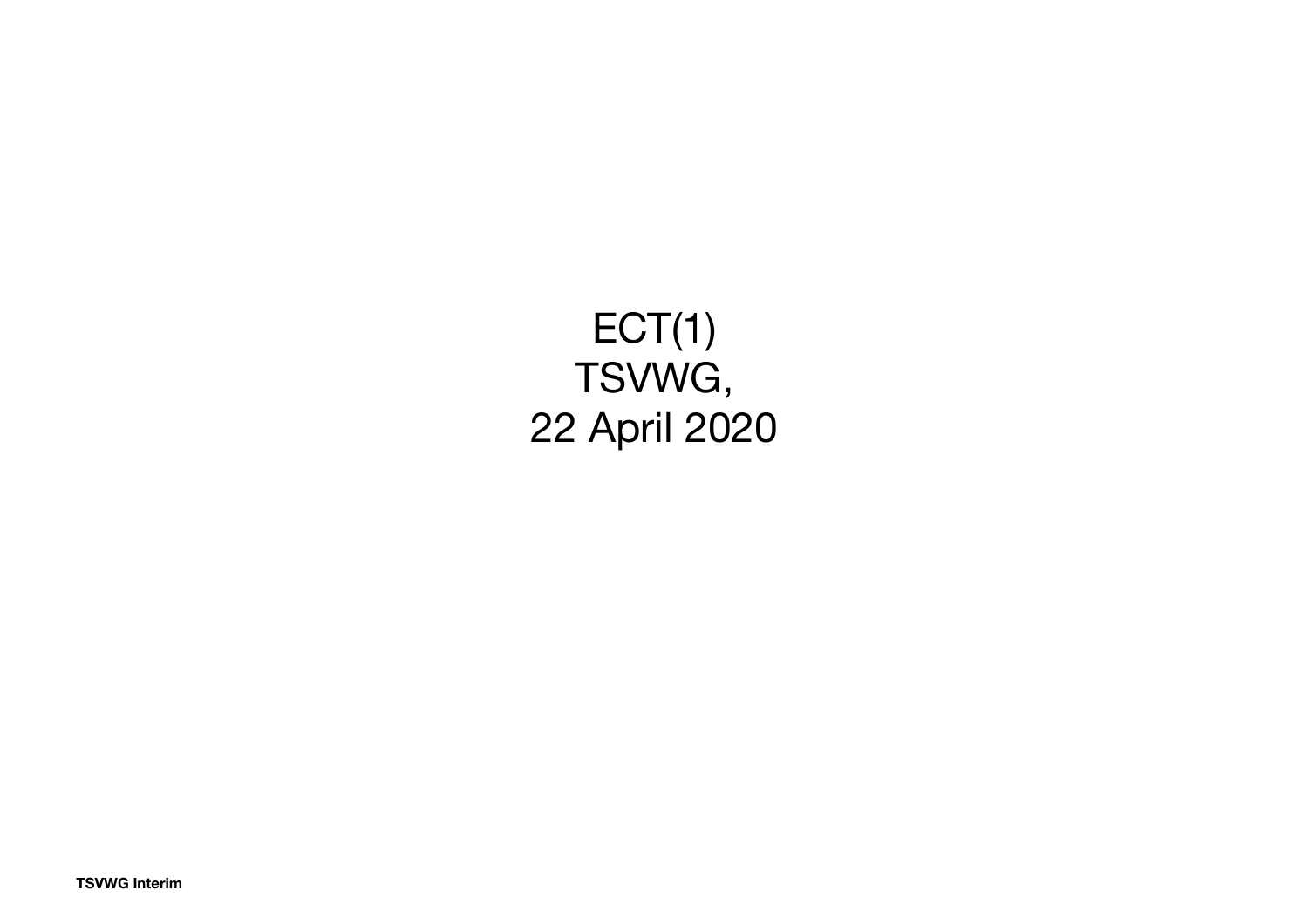# ECT(1)
# TSVWG,
# 22 April 2020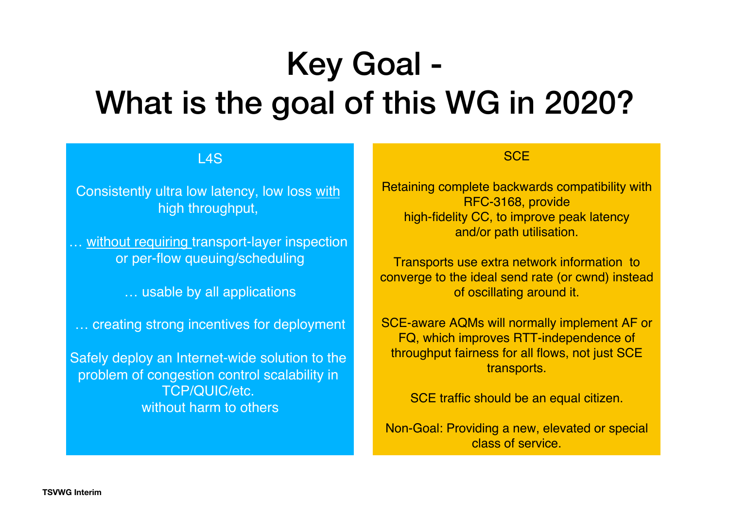# Key Goal - What is the goal of this WG in 2020?

## L4S

Consistently ultra low latency, low loss with high throughput,

… without requiring transport-layer inspection or per-flow queuing/scheduling

… usable by all applications

… creating strong incentives for deployment

Safely deploy an Internet-wide solution to the problem of congestion control scalability in TCP/QUIC/etc. without harm to others

## SCE

Retaining complete backwards compatibility with RFC-3168, provide high-fidelity CC, to improve peak latency and/or path utilisation.

Transports use extra network information to converge to the ideal send rate (or cwnd) instead of oscillating around it.

SCE-aware AQMs will normally implement AF or FQ, which improves RTT-independence of throughput fairness for all flows, not just SCE transports.

SCE traffic should be an equal citizen.

Non-Goal: Providing a new, elevated or special class of service.

TSVWG Interim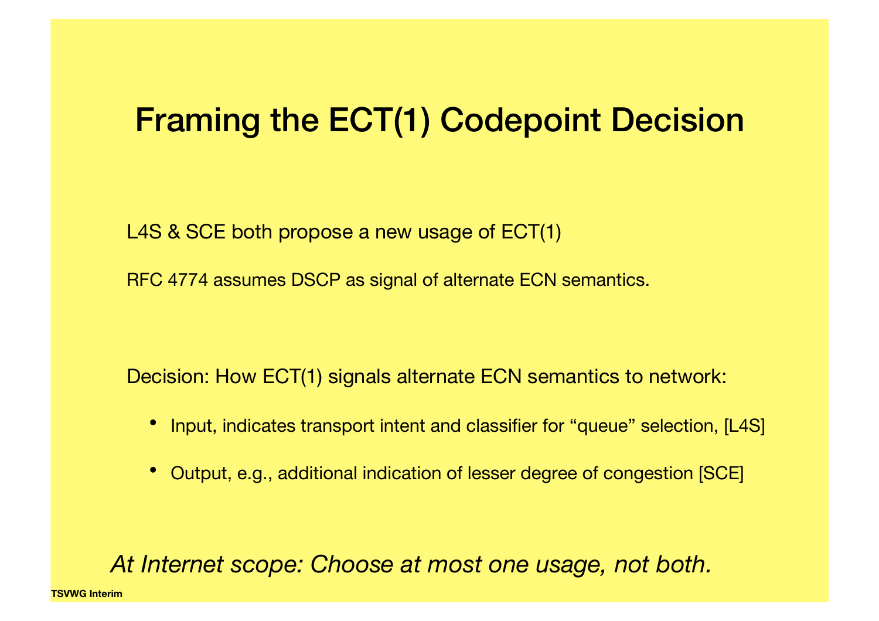# Framing the ECT(1) Codepoint Decision

L4S & SCE both propose a new usage of ECT(1)

RFC 4774 assumes DSCP as signal of alternate ECN semantics.

Decision: How ECT(1) signals alternate ECN semantics to network:

- Input, indicates transport intent and classifier for “queue” selection, [L4S]
- Output, e.g., additional indication of lesser degree of congestion [SCE]

*At Internet scope: Choose at most one usage, not both.*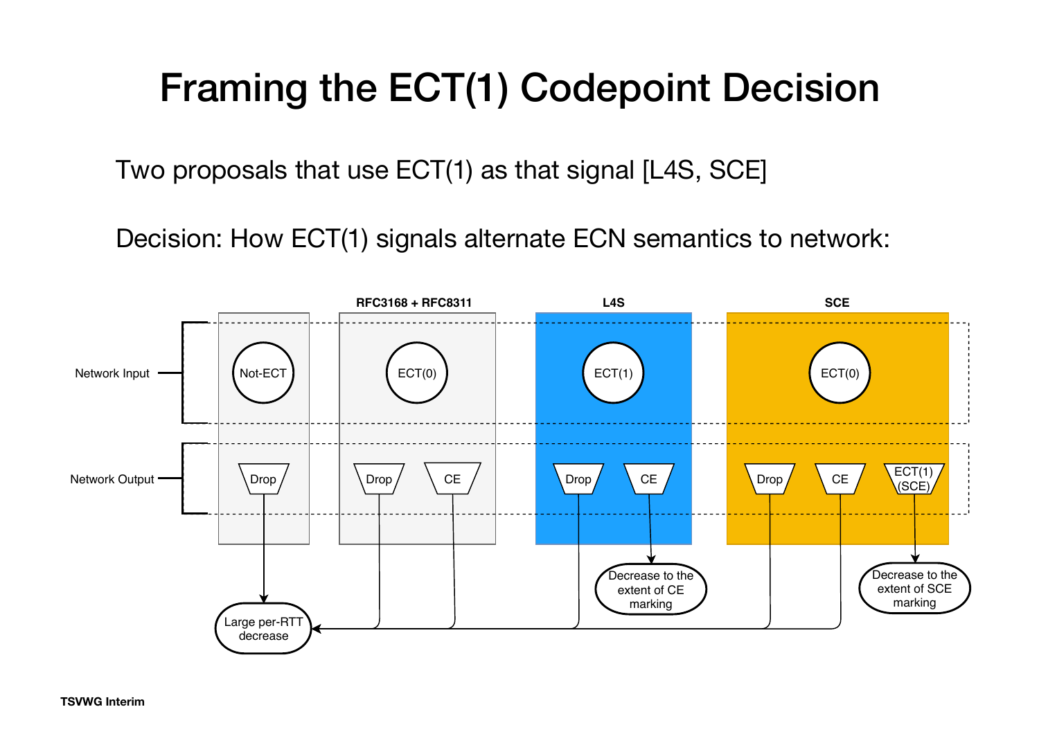# Framing the ECT(1) Codepoint Decision

Two proposals that use ECT(1) as that signal [L4S, SCE]

Decision: How ECT(1) signals alternate ECN semantics to network:

| | | RFC3168 + RFC8311 | L4S | SCE |
|---|---|---|---|---|
| Network Input | Not-ECT | ECT(0) | ECT(1) | ECT(0) |
| Network Output | Drop | Drop, CE | Drop, CE | Drop, CE, ECT(1) (SCE) |

- Not-ECT Drop, RFC3168 + RFC8311 Drop and CE, L4S Drop, SCE Drop and CE → Large per-RTT decrease
- L4S CE → Decrease to the extent of CE marking
- SCE ECT(1) (SCE) → Decrease to the extent of SCE marking

TSVWG Interim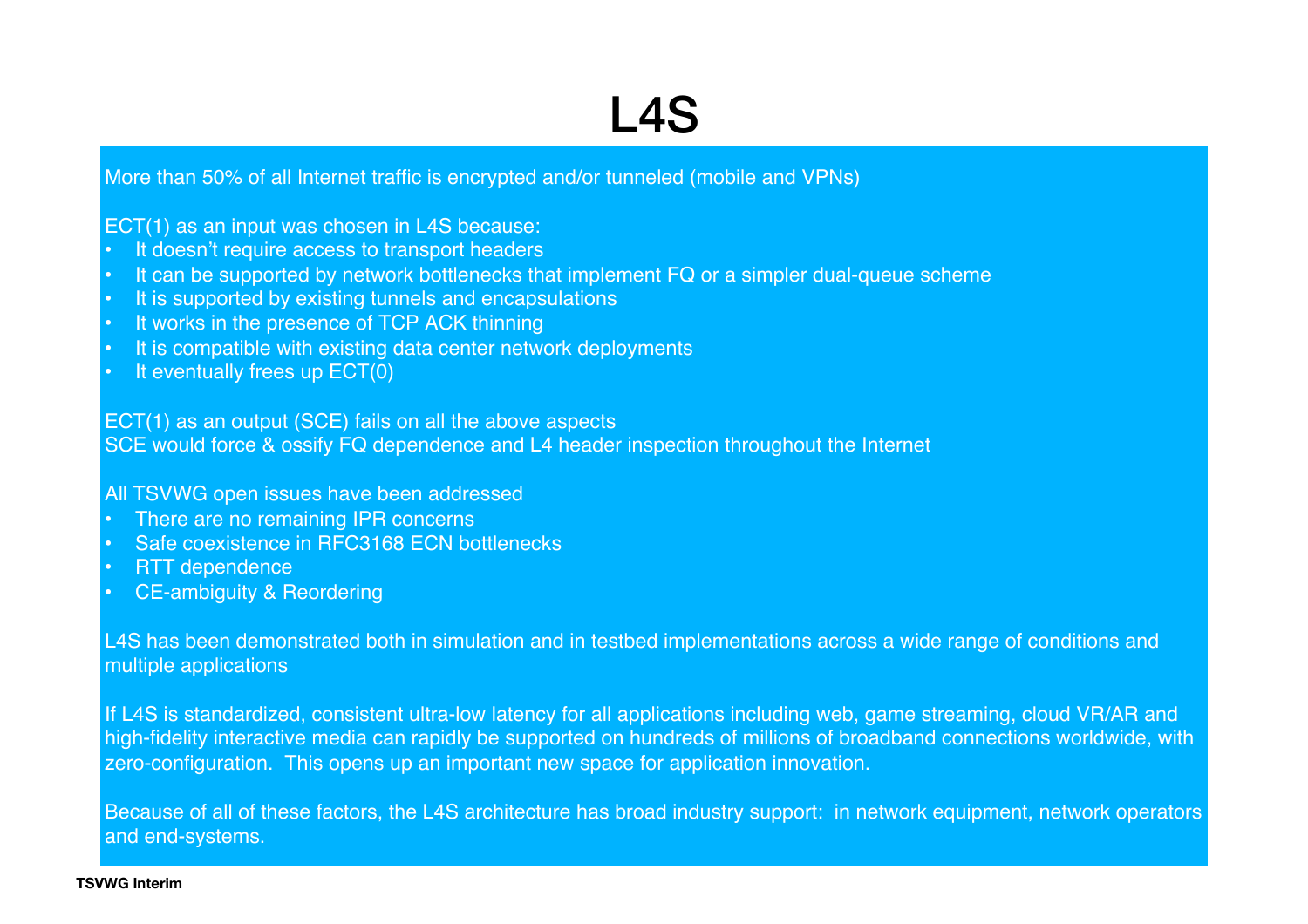# L4S

More than 50% of all Internet traffic is encrypted and/or tunneled (mobile and VPNs)

ECT(1) as an input was chosen in L4S because:

- It doesn't require access to transport headers
- It can be supported by network bottlenecks that implement FQ or a simpler dual-queue scheme
- It is supported by existing tunnels and encapsulations
- It works in the presence of TCP ACK thinning
- It is compatible with existing data center network deployments
- It eventually frees up ECT(0)

ECT(1) as an output (SCE) fails on all the above aspects
SCE would force & ossify FQ dependence and L4 header inspection throughout the Internet

All TSVWG open issues have been addressed

- There are no remaining IPR concerns
- Safe coexistence in RFC3168 ECN bottlenecks
- RTT dependence
- CE-ambiguity & Reordering

L4S has been demonstrated both in simulation and in testbed implementations across a wide range of conditions and multiple applications

If L4S is standardized, consistent ultra-low latency for all applications including web, game streaming, cloud VR/AR and high-fidelity interactive media can rapidly be supported on hundreds of millions of broadband connections worldwide, with zero-configuration. This opens up an important new space for application innovation.

Because of all of these factors, the L4S architecture has broad industry support: in network equipment, network operators and end-systems.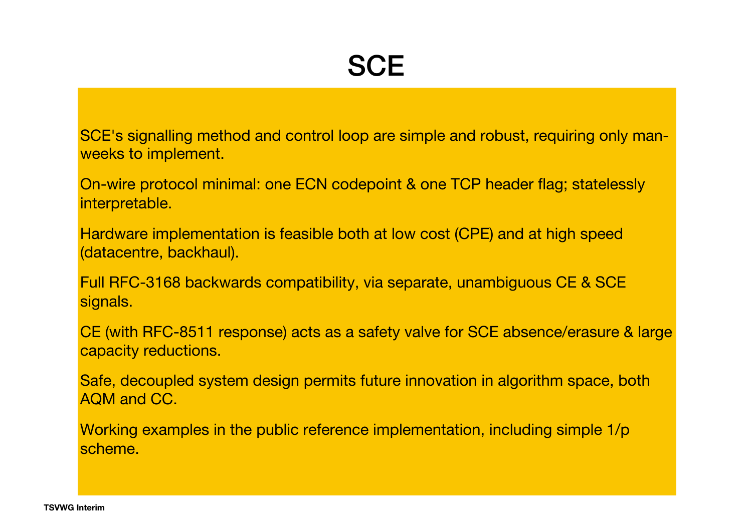# SCE

SCE's signalling method and control loop are simple and robust, requiring only man-weeks to implement.

On-wire protocol minimal: one ECN codepoint & one TCP header flag; statelessly interpretable.

Hardware implementation is feasible both at low cost (CPE) and at high speed (datacentre, backhaul).

Full RFC-3168 backwards compatibility, via separate, unambiguous CE & SCE signals.

CE (with RFC-8511 response) acts as a safety valve for SCE absence/erasure & large capacity reductions.

Safe, decoupled system design permits future innovation in algorithm space, both AQM and CC.

Working examples in the public reference implementation, including simple 1/p scheme.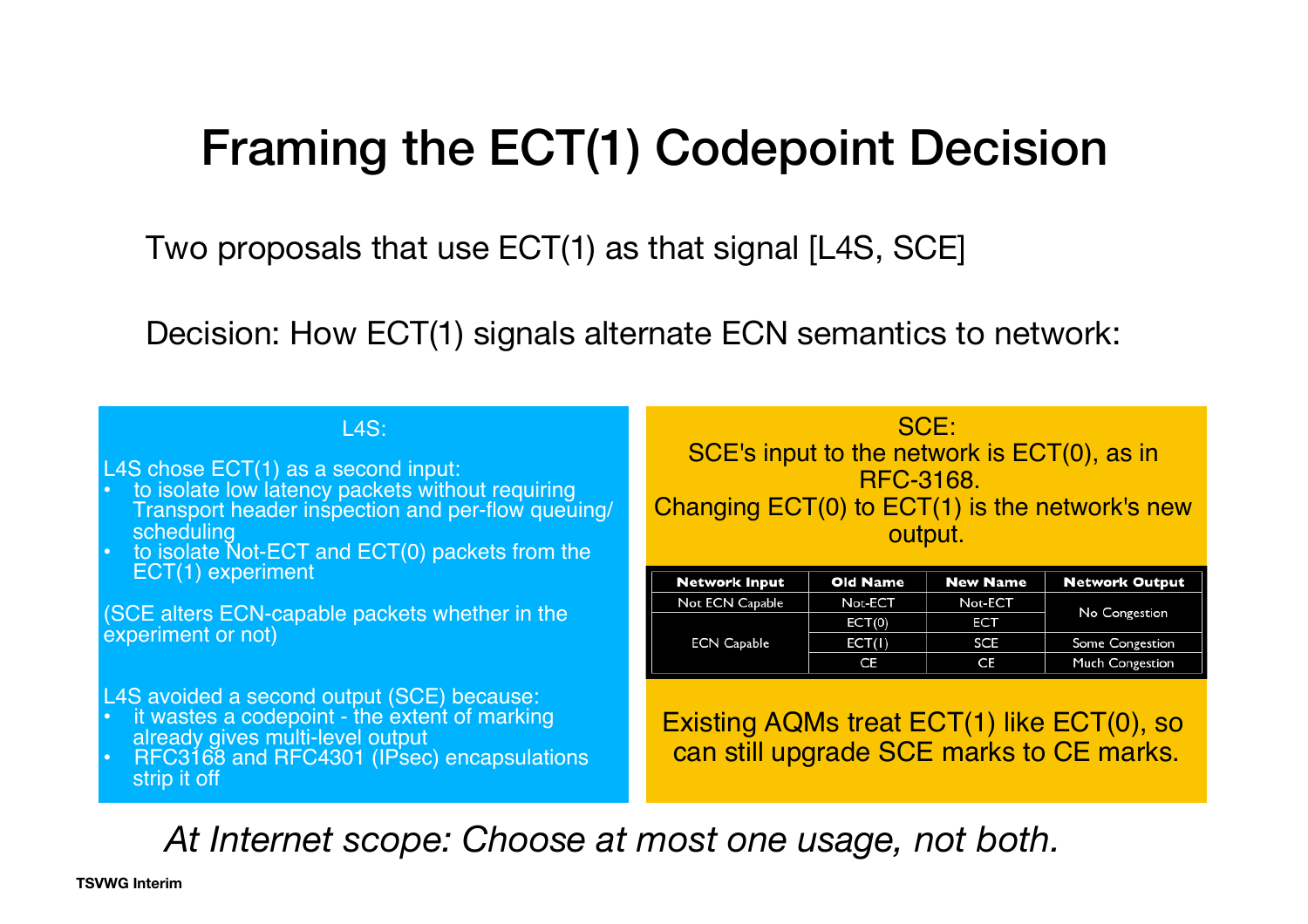# Framing the ECT(1) Codepoint Decision

Two proposals that use ECT(1) as that signal [L4S, SCE]

Decision: How ECT(1) signals alternate ECN semantics to network:

## L4S:

L4S chose ECT(1) as a second input:

- to isolate low latency packets without requiring Transport header inspection and per-flow queuing/scheduling
- to isolate Not-ECT and ECT(0) packets from the ECT(1) experiment

(SCE alters ECN-capable packets whether in the experiment or not)

L4S avoided a second output (SCE) because:

- it wastes a codepoint - the extent of marking already gives multi-level output
- RFC3168 and RFC4301 (IPsec) encapsulations strip it off

## SCE:

SCE's input to the network is ECT(0), as in RFC-3168.
Changing ECT(0) to ECT(1) is the network's new output.

| Network Input | Old Name | New Name | Network Output |
|---|---|---|---|
| Not ECN Capable | Not-ECT | Not-ECT | No Congestion |
| ECN Capable | ECT(0) | ECT | No Congestion |
| ECN Capable | ECT(1) | SCE | Some Congestion |
| ECN Capable | CE | CE | Much Congestion |

Existing AQMs treat ECT(1) like ECT(0), so can still upgrade SCE marks to CE marks.

*At Internet scope: Choose at most one usage, not both.*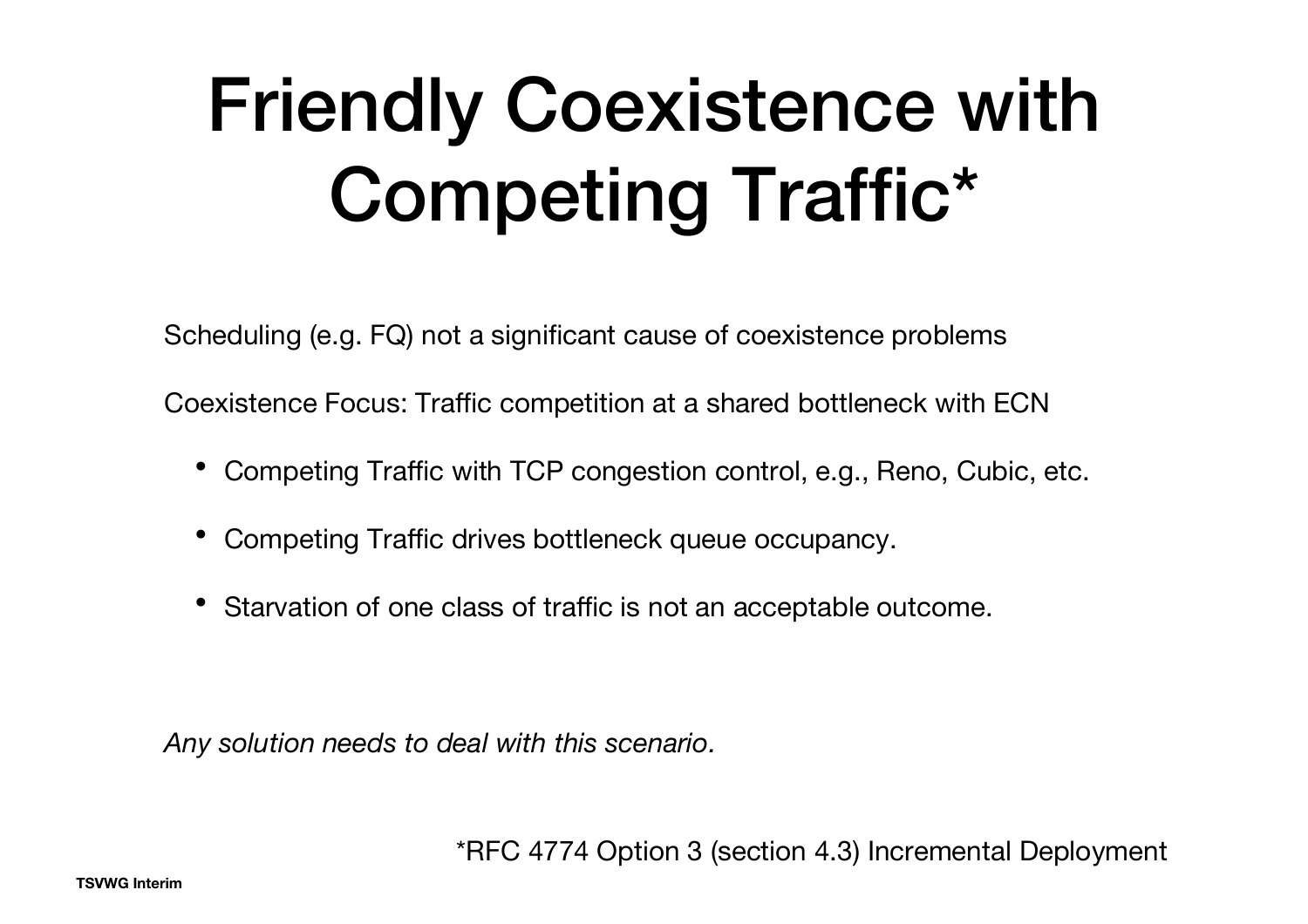# Friendly Coexistence with Competing Traffic*

Scheduling (e.g. FQ) not a significant cause of coexistence problems

Coexistence Focus: Traffic competition at a shared bottleneck with ECN

- Competing Traffic with TCP congestion control, e.g., Reno, Cubic, etc.
- Competing Traffic drives bottleneck queue occupancy.
- Starvation of one class of traffic is not an acceptable outcome.

*Any solution needs to deal with this scenario.*

*RFC 4774 Option 3 (section 4.3) Incremental Deployment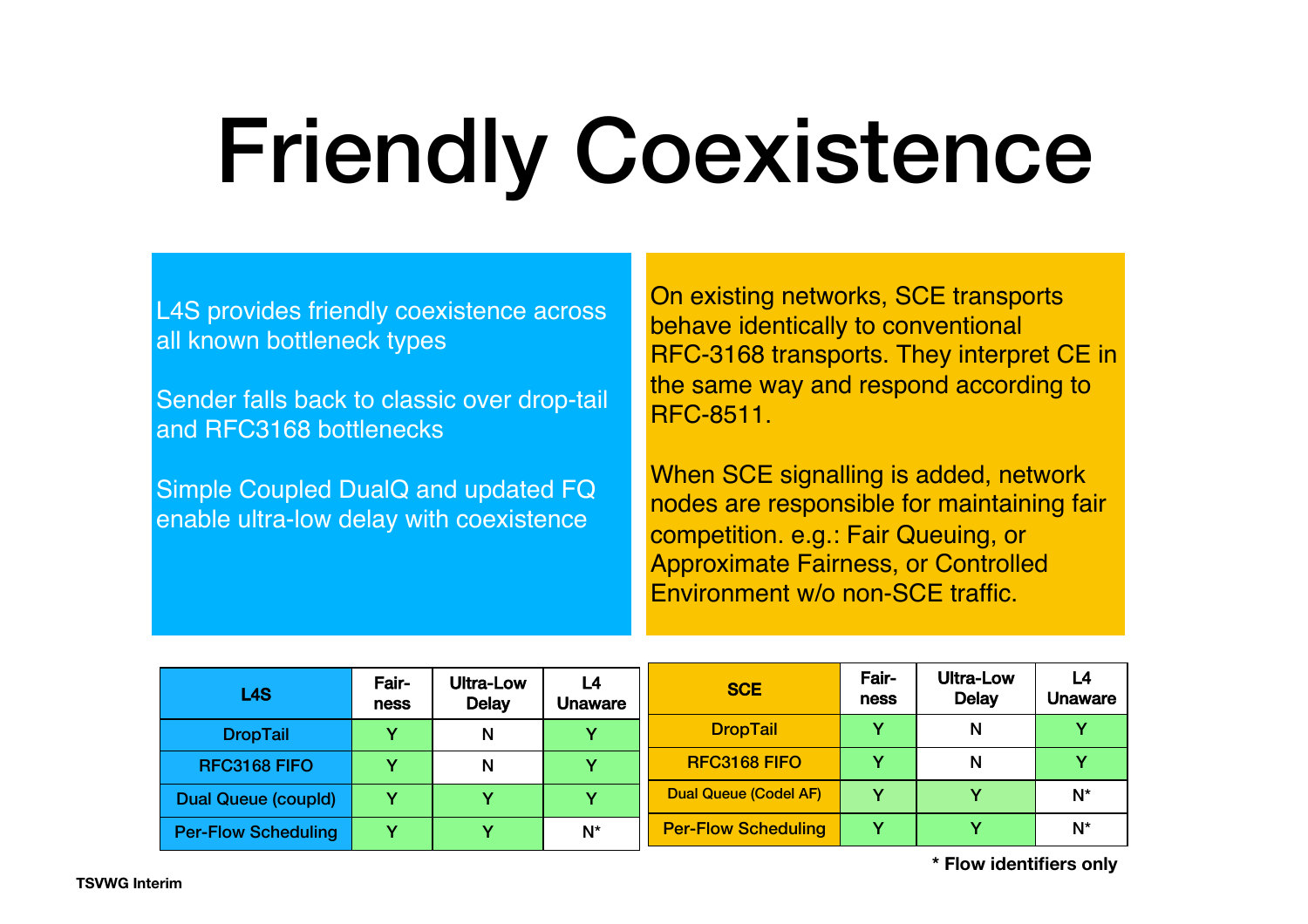# Friendly Coexistence

L4S provides friendly coexistence across all known bottleneck types

Sender falls back to classic over drop-tail and RFC3168 bottlenecks

Simple Coupled DualQ and updated FQ enable ultra-low delay with coexistence

On existing networks, SCE transports behave identically to conventional RFC-3168 transports. They interpret CE in the same way and respond according to RFC-8511.

When SCE signalling is added, network nodes are responsible for maintaining fair competition. e.g.: Fair Queuing, or Approximate Fairness, or Controlled Environment w/o non-SCE traffic.

| L4S | Fair-ness | Ultra-Low Delay | L4 Unaware |
|---|---|---|---|
| DropTail | Y | N | Y |
| RFC3168 FIFO | Y | N | Y |
| Dual Queue (coupld) | Y | Y | Y |
| Per-Flow Scheduling | Y | Y | N* |

| SCE | Fair-ness | Ultra-Low Delay | L4 Unaware |
|---|---|---|---|
| DropTail | Y | N | Y |
| RFC3168 FIFO | Y | N | Y |
| Dual Queue (Codel AF) | Y | Y | N* |
| Per-Flow Scheduling | Y | Y | N* |

\* Flow identifiers only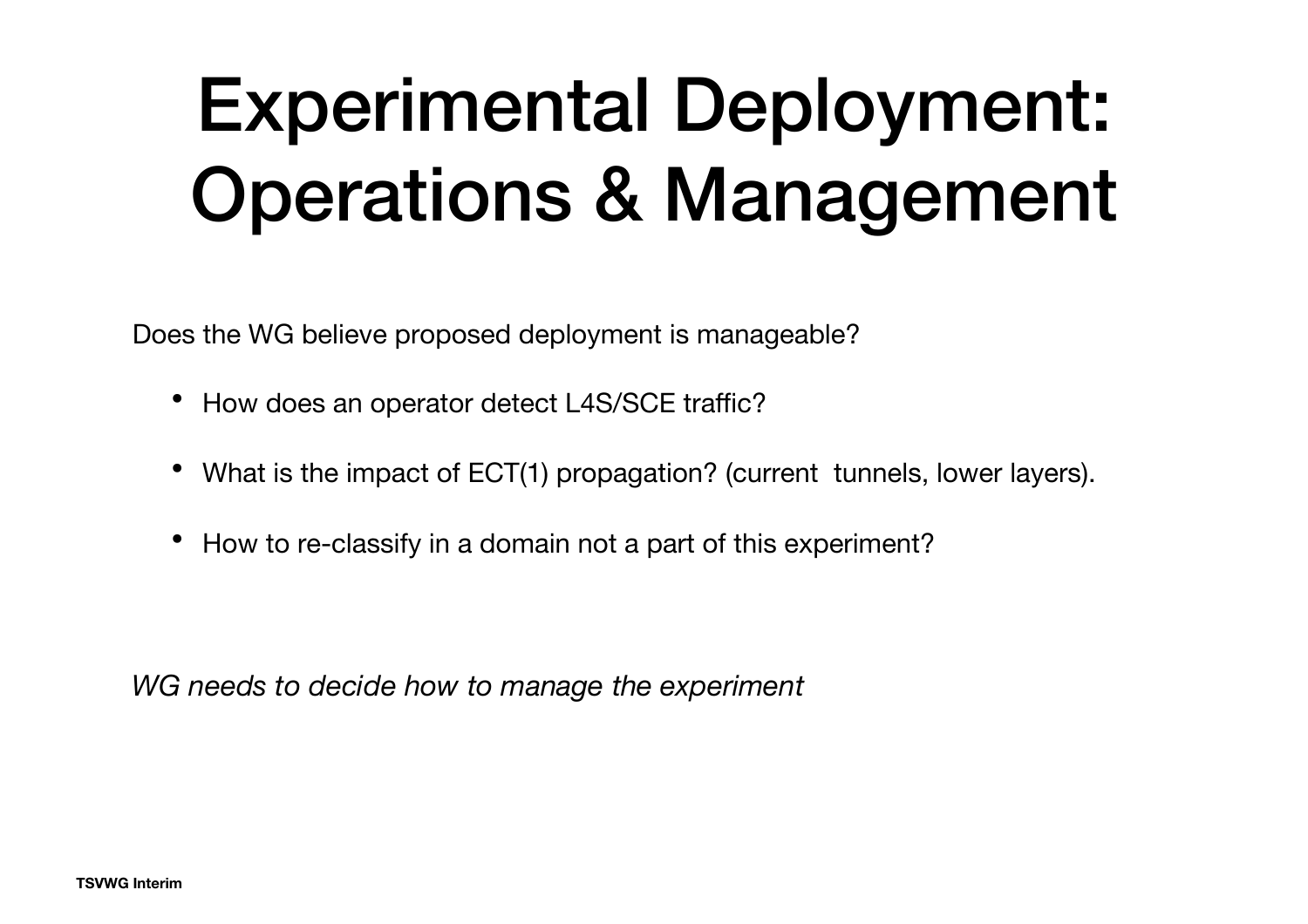# Experimental Deployment: Operations & Management

Does the WG believe proposed deployment is manageable?

- How does an operator detect L4S/SCE traffic?
- What is the impact of ECT(1) propagation? (current tunnels, lower layers).
- How to re-classify in a domain not a part of this experiment?

*WG needs to decide how to manage the experiment*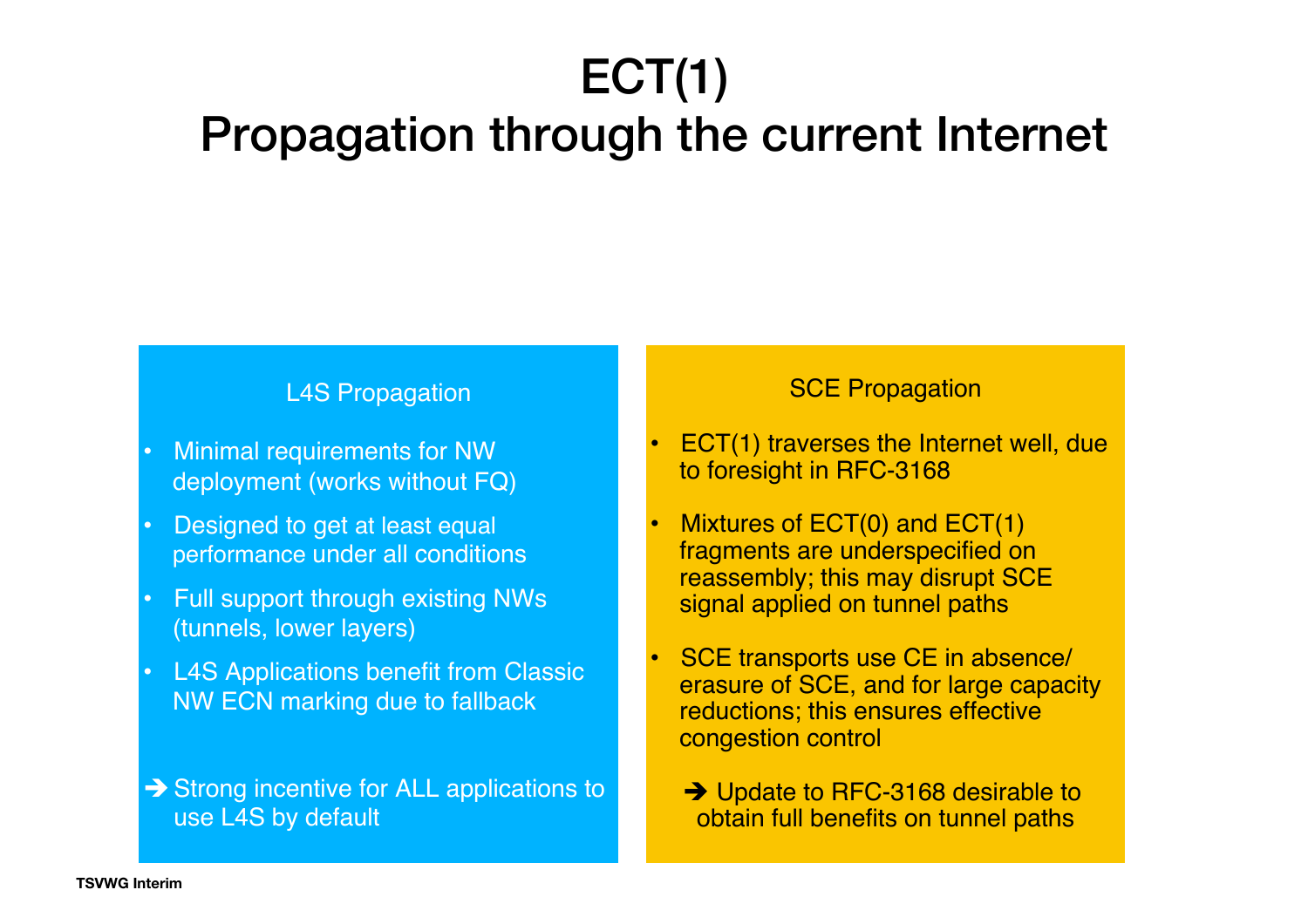# ECT(1) Propagation through the current Internet

### L4S Propagation

- Minimal requirements for NW deployment (works without FQ)
- Designed to get at least equal performance under all conditions
- Full support through existing NWs (tunnels, lower layers)
- L4S Applications benefit from Classic NW ECN marking due to fallback

➔ Strong incentive for ALL applications to use L4S by default

### SCE Propagation

- ECT(1) traverses the Internet well, due to foresight in RFC-3168
- Mixtures of ECT(0) and ECT(1) fragments are underspecified on reassembly; this may disrupt SCE signal applied on tunnel paths
- SCE transports use CE in absence/ erasure of SCE, and for large capacity reductions; this ensures effective congestion control

➔ Update to RFC-3168 desirable to obtain full benefits on tunnel paths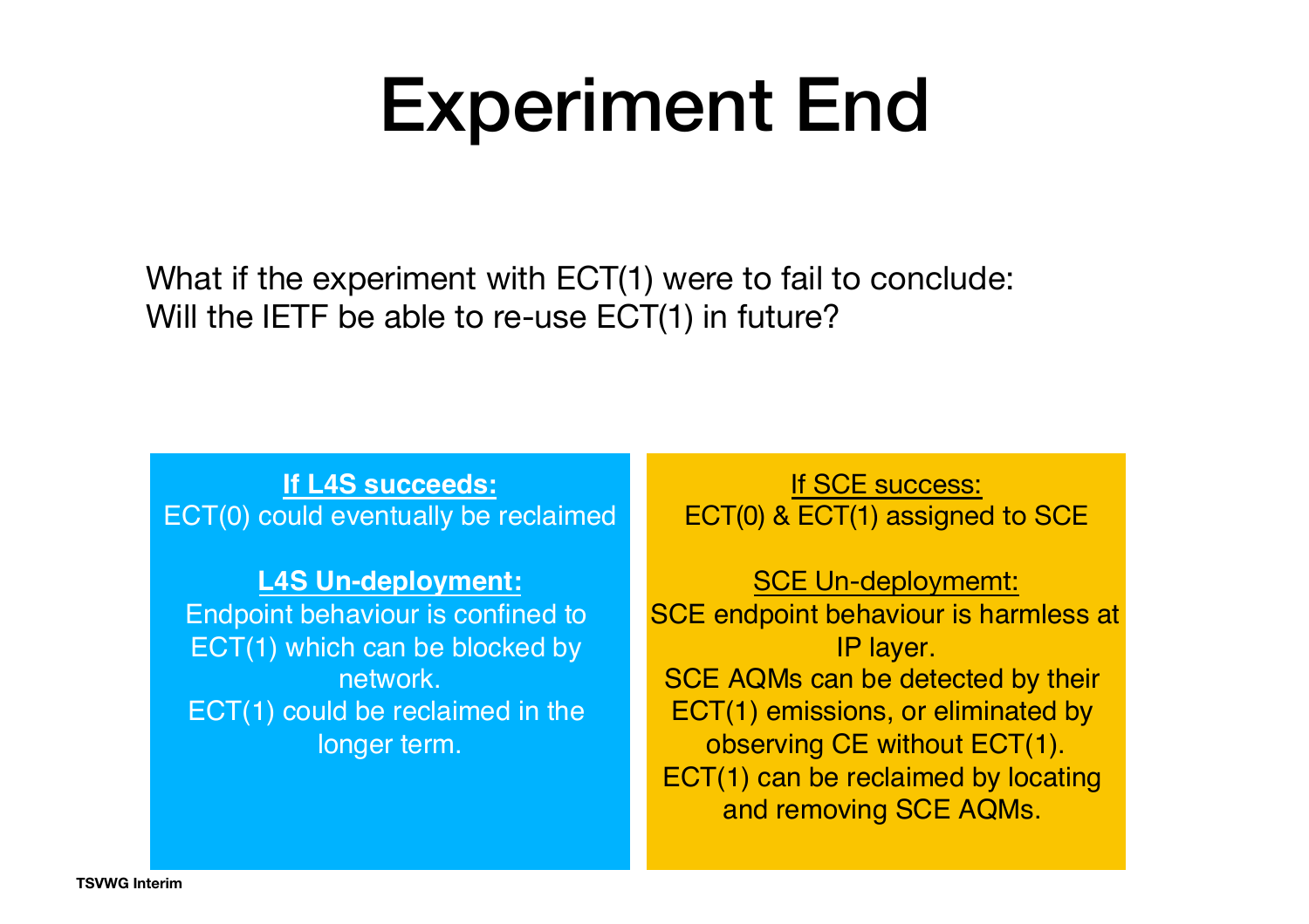# Experiment End

What if the experiment with ECT(1) were to fail to conclude:
Will the IETF be able to re-use ECT(1) in future?

**If L4S succeeds:**
ECT(0) could eventually be reclaimed

**L4S Un-deployment:**
Endpoint behaviour is confined to ECT(1) which can be blocked by network.
ECT(1) could be reclaimed in the longer term.

If SCE success:
ECT(0) & ECT(1) assigned to SCE

SCE Un-deploymemt:
SCE endpoint behaviour is harmless at IP layer.
SCE AQMs can be detected by their ECT(1) emissions, or eliminated by observing CE without ECT(1).
ECT(1) can be reclaimed by locating and removing SCE AQMs.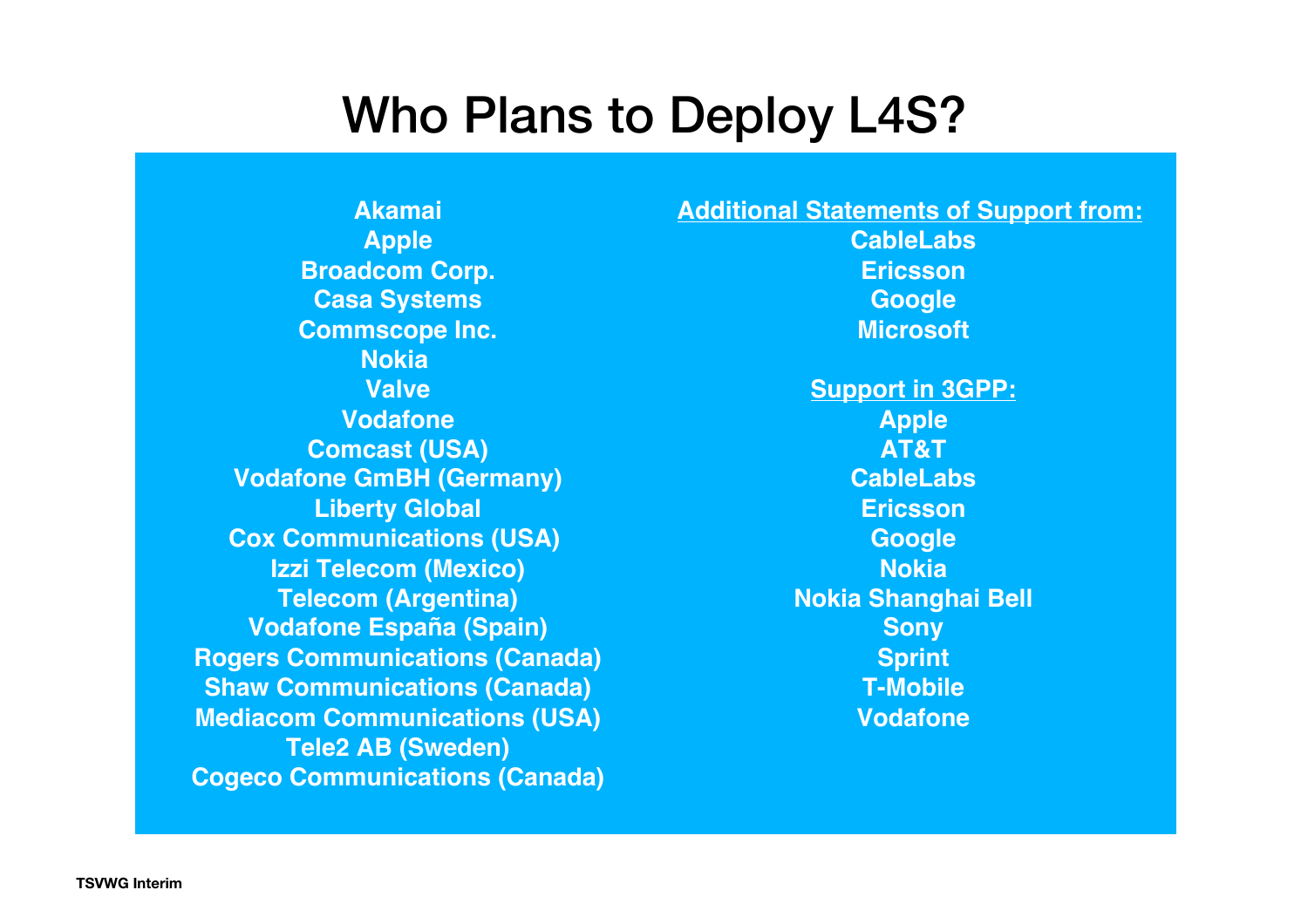# Who Plans to Deploy L4S?

**Akamai**
**Apple**
**Broadcom Corp.**
**Casa Systems**
**Commscope Inc.**
**Nokia**
**Valve**
**Vodafone**
**Comcast (USA)**
**Vodafone GmBH (Germany)**
**Liberty Global**
**Cox Communications (USA)**
**Izzi Telecom (Mexico)**
**Telecom (Argentina)**
**Vodafone España (Spain)**
**Rogers Communications (Canada)**
**Shaw Communications (Canada)**
**Mediacom Communications (USA)**
**Tele2 AB (Sweden)**
**Cogeco Communications (Canada)**

**Additional Statements of Support from:**

**CableLabs**
**Ericsson**
**Google**
**Microsoft**

**Support in 3GPP:**

**Apple**
**AT&T**
**CableLabs**
**Ericsson**
**Google**
**Nokia**
**Nokia Shanghai Bell**
**Sony**
**Sprint**
**T-Mobile**
**Vodafone**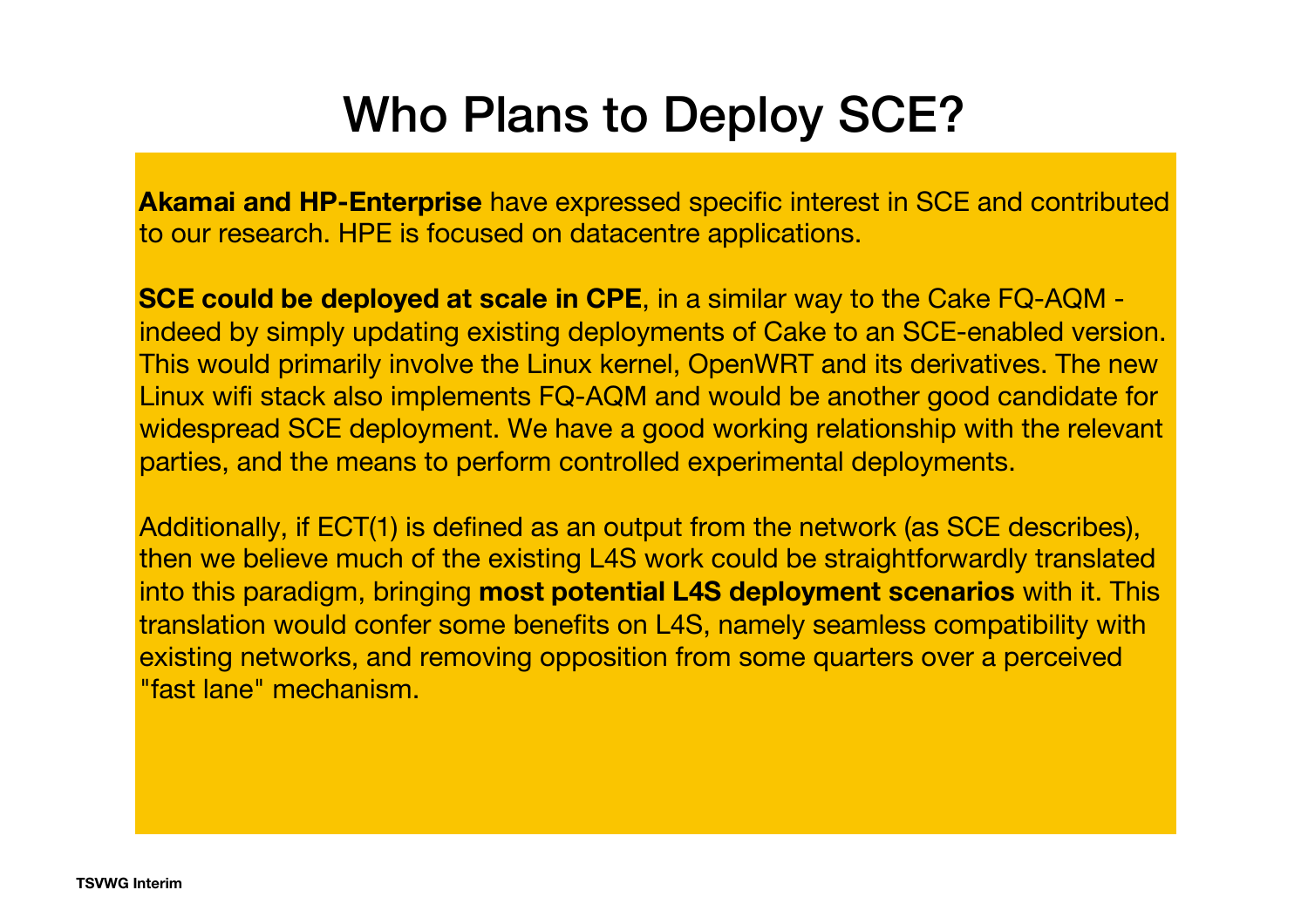# Who Plans to Deploy SCE?

**Akamai and HP-Enterprise** have expressed specific interest in SCE and contributed to our research. HPE is focused on datacentre applications.

**SCE could be deployed at scale in CPE**, in a similar way to the Cake FQ-AQM - indeed by simply updating existing deployments of Cake to an SCE-enabled version. This would primarily involve the Linux kernel, OpenWRT and its derivatives. The new Linux wifi stack also implements FQ-AQM and would be another good candidate for widespread SCE deployment. We have a good working relationship with the relevant parties, and the means to perform controlled experimental deployments.

Additionally, if ECT(1) is defined as an output from the network (as SCE describes), then we believe much of the existing L4S work could be straightforwardly translated into this paradigm, bringing **most potential L4S deployment scenarios** with it. This translation would confer some benefits on L4S, namely seamless compatibility with existing networks, and removing opposition from some quarters over a perceived "fast lane" mechanism.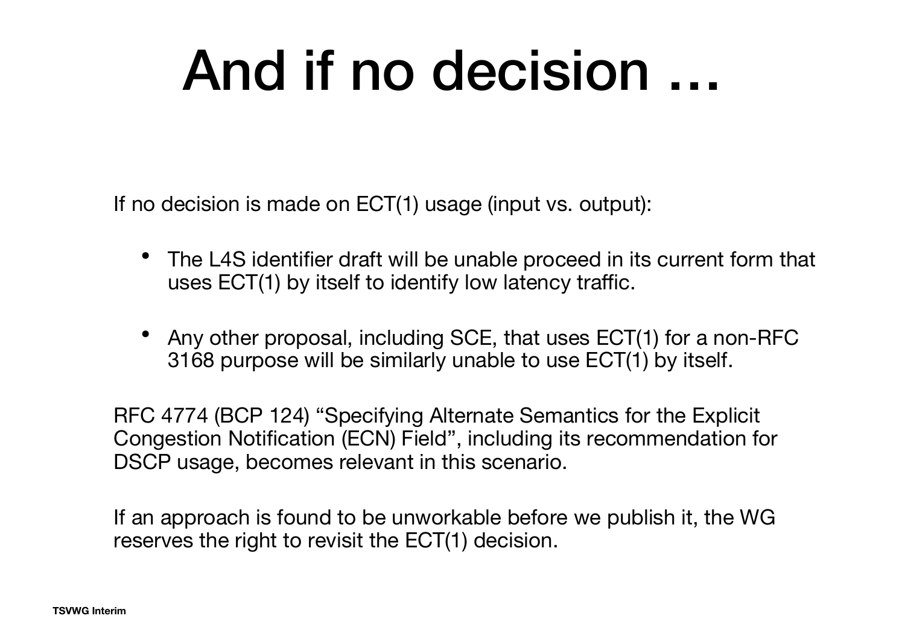# And if no decision …

If no decision is made on ECT(1) usage (input vs. output):

- The L4S identifier draft will be unable proceed in its current form that uses ECT(1) by itself to identify low latency traffic.
- Any other proposal, including SCE, that uses ECT(1) for a non-RFC 3168 purpose will be similarly unable to use ECT(1) by itself.

RFC 4774 (BCP 124) "Specifying Alternate Semantics for the Explicit Congestion Notification (ECN) Field", including its recommendation for DSCP usage, becomes relevant in this scenario.

If an approach is found to be unworkable before we publish it, the WG reserves the right to revisit the ECT(1) decision.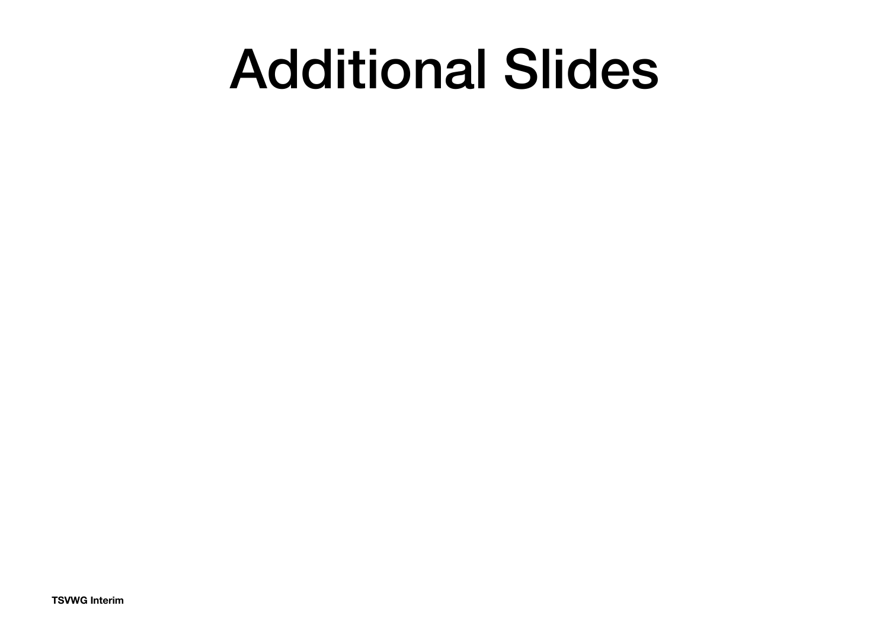# Additional Slides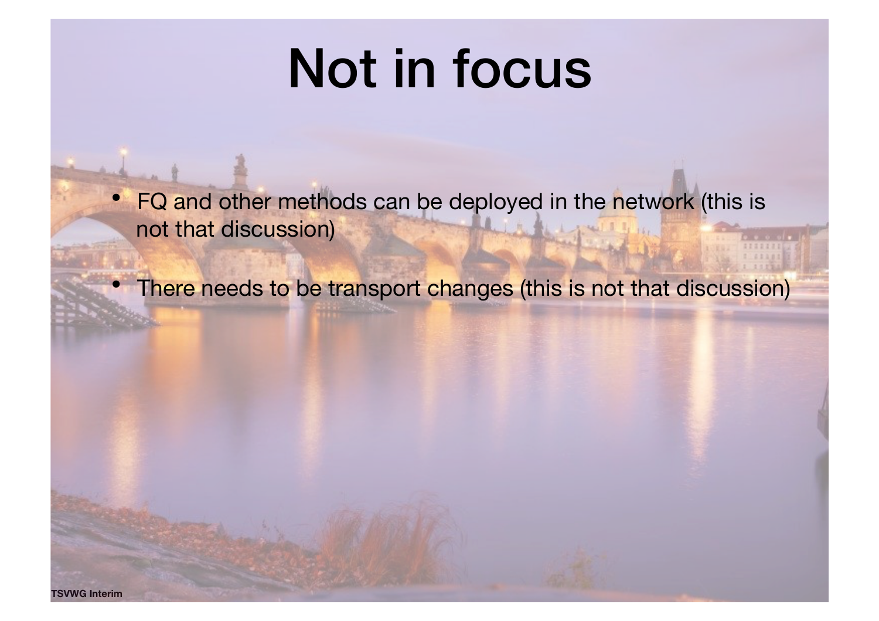# Not in focus

- FQ and other methods can be deployed in the network (this is not that discussion)
- There needs to be transport changes (this is not that discussion)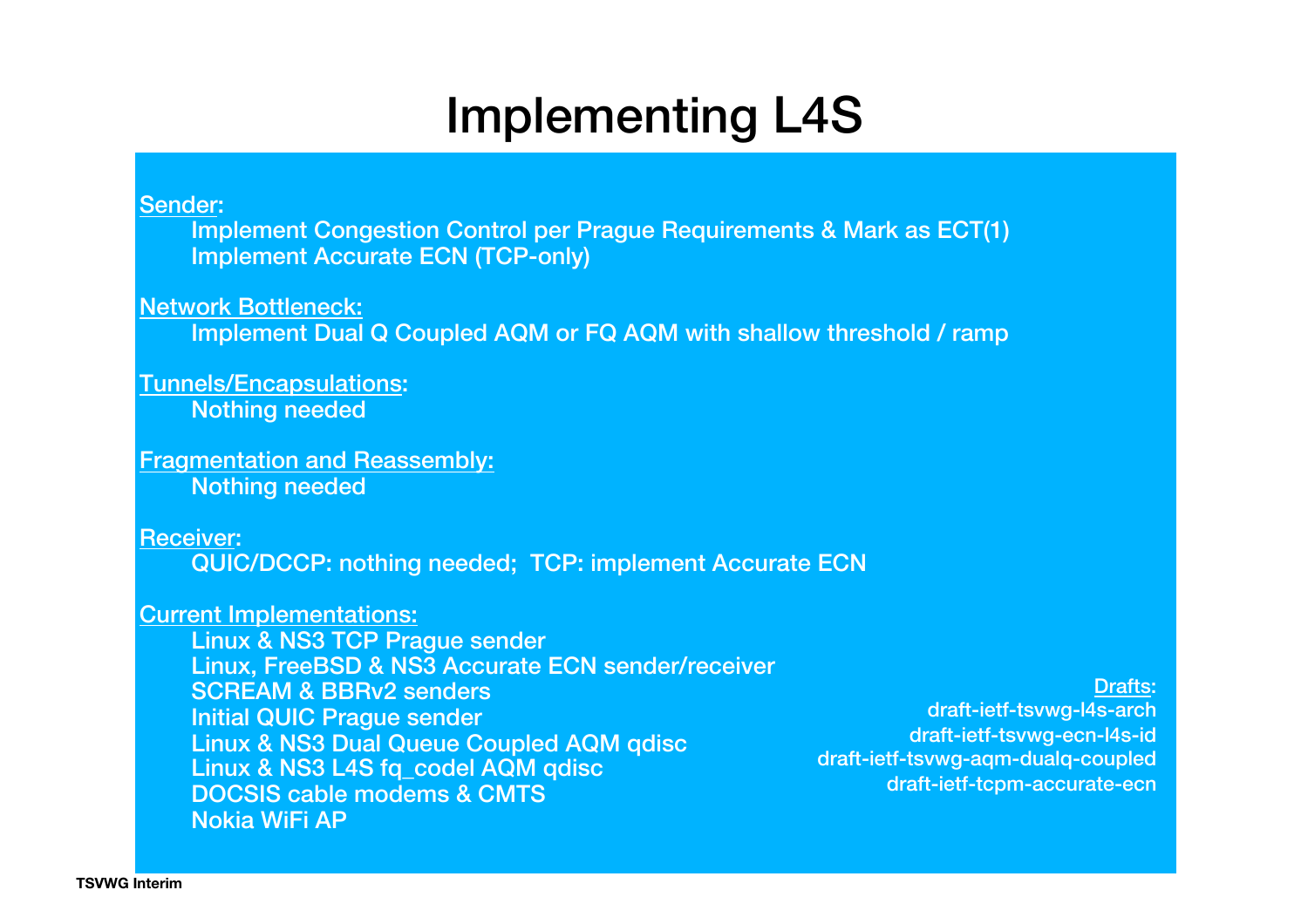# Implementing L4S

Sender:

- Implement Congestion Control per Prague Requirements & Mark as ECT(1)
- Implement Accurate ECN (TCP-only)

Network Bottleneck:

- Implement Dual Q Coupled AQM or FQ AQM with shallow threshold / ramp

Tunnels/Encapsulations:

- Nothing needed

Fragmentation and Reassembly:

- Nothing needed

Receiver:

- QUIC/DCCP: nothing needed; TCP: implement Accurate ECN

Current Implementations:

- Linux & NS3 TCP Prague sender
- Linux, FreeBSD & NS3 Accurate ECN sender/receiver
- SCREAM & BBRv2 senders
- Initial QUIC Prague sender
- Linux & NS3 Dual Queue Coupled AQM qdisc
- Linux & NS3 L4S fq_codel AQM qdisc
- DOCSIS cable modems & CMTS
- Nokia WiFi AP

Drafts:

- draft-ietf-tsvwg-l4s-arch
- draft-ietf-tsvwg-ecn-l4s-id
- draft-ietf-tsvwg-aqm-dualq-coupled
- draft-ietf-tcpm-accurate-ecn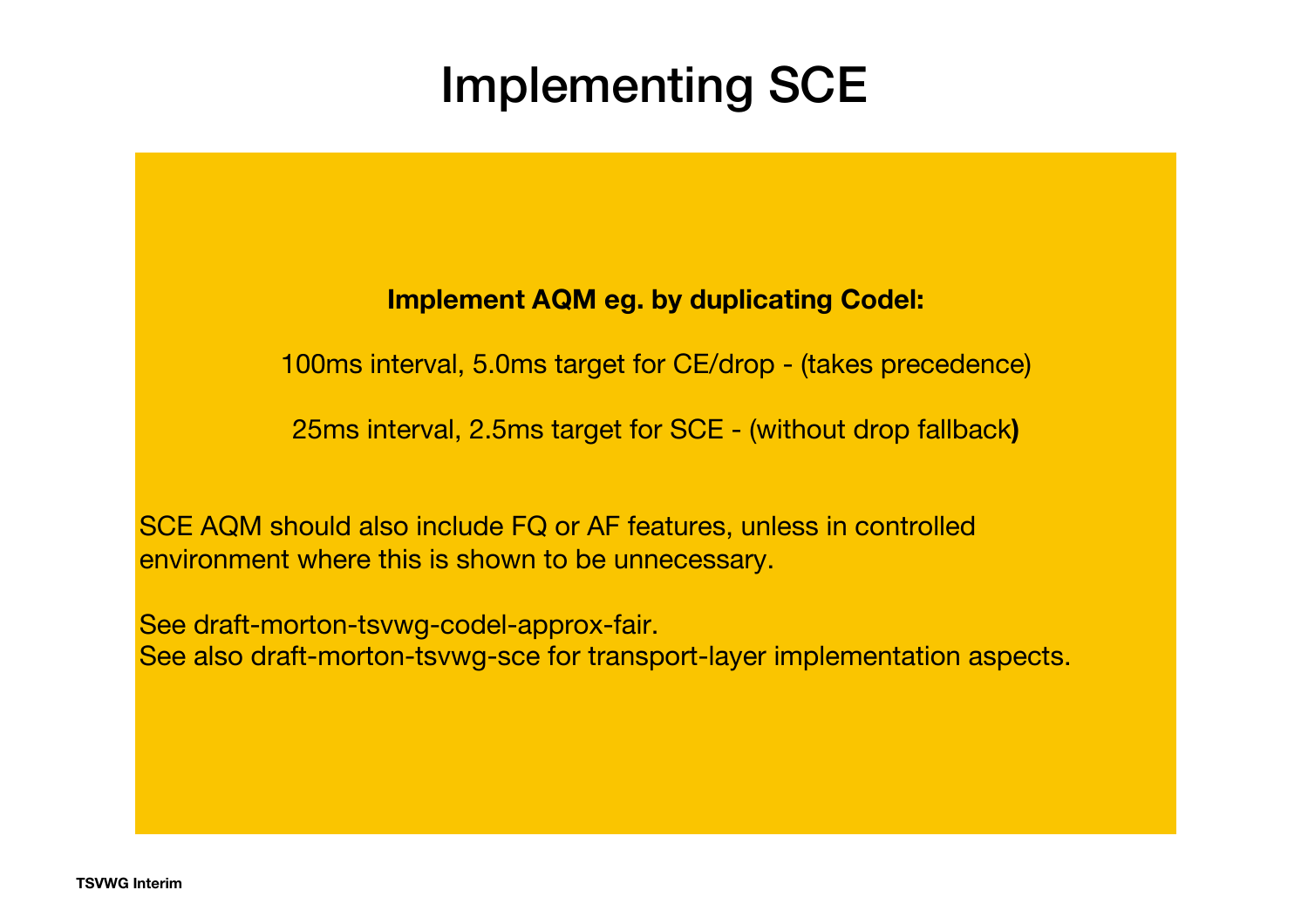# Implementing SCE

**Implement AQM eg. by duplicating Codel:**

100ms interval, 5.0ms target for CE/drop - (takes precedence)

25ms interval, 2.5ms target for SCE - (without drop fallback**)**

SCE AQM should also include FQ or AF features, unless in controlled environment where this is shown to be unnecessary.

See draft-morton-tsvwg-codel-approx-fair.
See also draft-morton-tsvwg-sce for transport-layer implementation aspects.